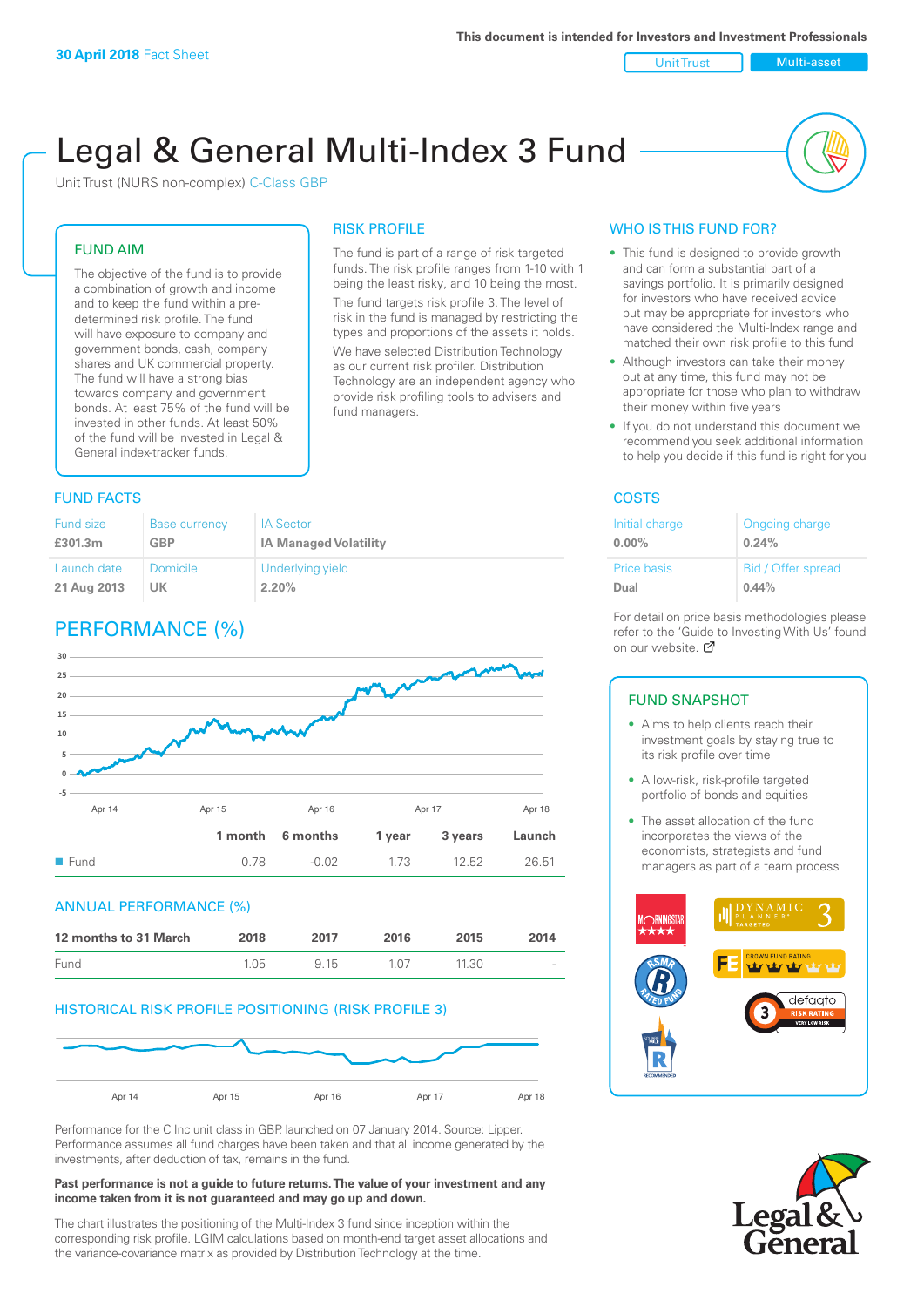**30 April 2018** Fact Sheet

This document is intended for Investors and Investment Professionals

Unit Trust | Multi-asset

# Legal & General Multi-Index 3 Fund

Unit Trust (NURS non-complex) C-Class GBP

## FUND AIM

The objective of the fund is to provide a combination of growth and income and to keep the fund within a pre-determined risk profile. The fund will have exposure to company and government bonds, cash, company shares and UK commercial property. The fund will have a strong bias towards company and government bonds. At least 75% of the fund will be invested in other funds. At least 50% of the fund will be invested in Legal & General index-tracker funds.

## RISK PROFILE

The fund is part of a range of risk targeted funds. The risk profile ranges from 1-10 with 1 being the least risky, and 10 being the most.

The fund targets risk profile 3. The level of risk in the fund is managed by restricting the types and proportions of the assets it holds.

We have selected Distribution Technology as our current risk profiler. Distribution Technology are an independent agency who provide risk profiling tools to advisers and fund managers.

## WHO IS THIS FUND FOR?

- This fund is designed to provide growth and can form a substantial part of a savings portfolio. It is primarily designed for investors who have received advice but may be appropriate for investors who have considered the Multi-Index range and matched their own risk profile to this fund
- Although investors can take their money out at any time, this fund may not be appropriate for those who plan to withdraw their money within five years
- If you do not understand this document we recommend you seek additional information to help you decide if this fund is right for you

## FUND FACTS

| Fund size | Base currency | IA Sector |
|---|---|---|
| **£301.3m** | **GBP** | **IA Managed Volatility** |
| **Launch date** | **Domicile** | **Underlying yield** |
| **21 Aug 2013** | **UK** | **2.20%** |

## COSTS

| Initial charge | Ongoing charge |
|---|---|
| **0.00%** | **0.24%** |
| **Price basis** | **Bid / Offer spread** |
| **Dual** | **0.44%** |

For detail on price basis methodologies please refer to the 'Guide to Investing With Us' found on our website.

## PERFORMANCE (%)

| | 1 month | 6 months | 1 year | 3 years | Launch |
|---|---|---|---|---|---|
| Fund | 0.78 | -0.02 | 1.73 | 12.52 | 26.51 |

## ANNUAL PERFORMANCE (%)

| 12 months to 31 March | 2018 | 2017 | 2016 | 2015 | 2014 |
|---|---|---|---|---|---|
| Fund | 1.05 | 9.15 | 1.07 | 11.30 | - |

## HISTORICAL RISK PROFILE POSITIONING (RISK PROFILE 3)

## FUND SNAPSHOT

- Aims to help clients reach their investment goals by staying true to its risk profile over time
- A low-risk, risk-profile targeted portfolio of bonds and equities
- The asset allocation of the fund incorporates the views of the economists, strategists and fund managers as part of a team process

Performance for the C Inc unit class in GBP, launched on 07 January 2014. Source: Lipper. Performance assumes all fund charges have been taken and that all income generated by the investments, after deduction of tax, remains in the fund.

**Past performance is not a guide to future returns. The value of your investment and any income taken from it is not guaranteed and may go up and down.**

The chart illustrates the positioning of the Multi-Index 3 fund since inception within the corresponding risk profile. LGIM calculations based on month-end target asset allocations and the variance-covariance matrix as provided by Distribution Technology at the time.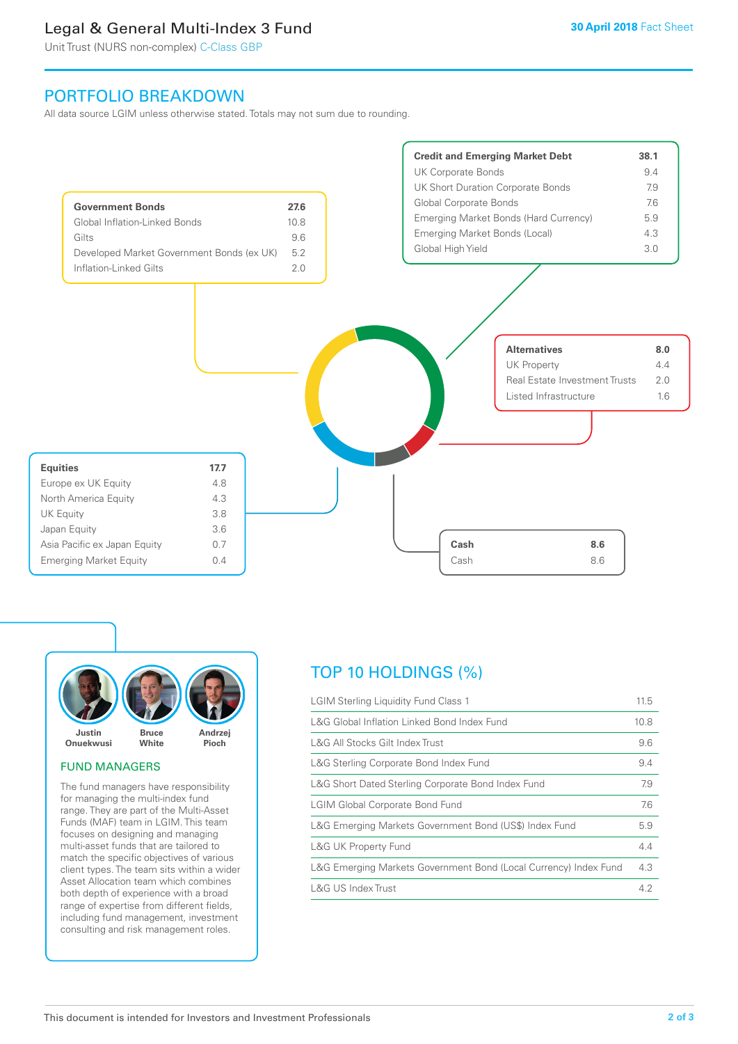# Legal & General Multi-Index 3 Fund

Unit Trust (NURS non-complex) C-Class GBP

30 April 2018 Fact Sheet

## PORTFOLIO BREAKDOWN

All data source LGIM unless otherwise stated. Totals may not sum due to rounding.

| Government Bonds | 27.6 |
|---|---|
| Global Inflation-Linked Bonds | 10.8 |
| Gilts | 9.6 |
| Developed Market Government Bonds (ex UK) | 5.2 |
| Inflation-Linked Gilts | 2.0 |

| Credit and Emerging Market Debt | 38.1 |
|---|---|
| UK Corporate Bonds | 9.4 |
| UK Short Duration Corporate Bonds | 7.9 |
| Global Corporate Bonds | 7.6 |
| Emerging Market Bonds (Hard Currency) | 5.9 |
| Emerging Market Bonds (Local) | 4.3 |
| Global High Yield | 3.0 |

| Alternatives | 8.0 |
|---|---|
| UK Property | 4.4 |
| Real Estate Investment Trusts | 2.0 |
| Listed Infrastructure | 1.6 |

| Equities | 17.7 |
|---|---|
| Europe ex UK Equity | 4.8 |
| North America Equity | 4.3 |
| UK Equity | 3.8 |
| Japan Equity | 3.6 |
| Asia Pacific ex Japan Equity | 0.7 |
| Emerging Market Equity | 0.4 |

| Cash | 8.6 |
|---|---|
| Cash | 8.6 |

Justin Onuekwusi, Bruce White, Andrzej Pioch

### FUND MANAGERS

The fund managers have responsibility for managing the multi-index fund range. They are part of the Multi-Asset Funds (MAF) team in LGIM. This team focuses on designing and managing multi-asset funds that are tailored to match the specific objectives of various client types. The team sits within a wider Asset Allocation team which combines both depth of experience with a broad range of expertise from different fields, including fund management, investment consulting and risk management roles.

## TOP 10 HOLDINGS (%)

| Holding | % |
|---|---|
| LGIM Sterling Liquidity Fund Class 1 | 11.5 |
| L&G Global Inflation Linked Bond Index Fund | 10.8 |
| L&G All Stocks Gilt Index Trust | 9.6 |
| L&G Sterling Corporate Bond Index Fund | 9.4 |
| L&G Short Dated Sterling Corporate Bond Index Fund | 7.9 |
| LGIM Global Corporate Bond Fund | 7.6 |
| L&G Emerging Markets Government Bond (US$) Index Fund | 5.9 |
| L&G UK Property Fund | 4.4 |
| L&G Emerging Markets Government Bond (Local Currency) Index Fund | 4.3 |
| L&G US Index Trust | 4.2 |

This document is intended for Investors and Investment Professionals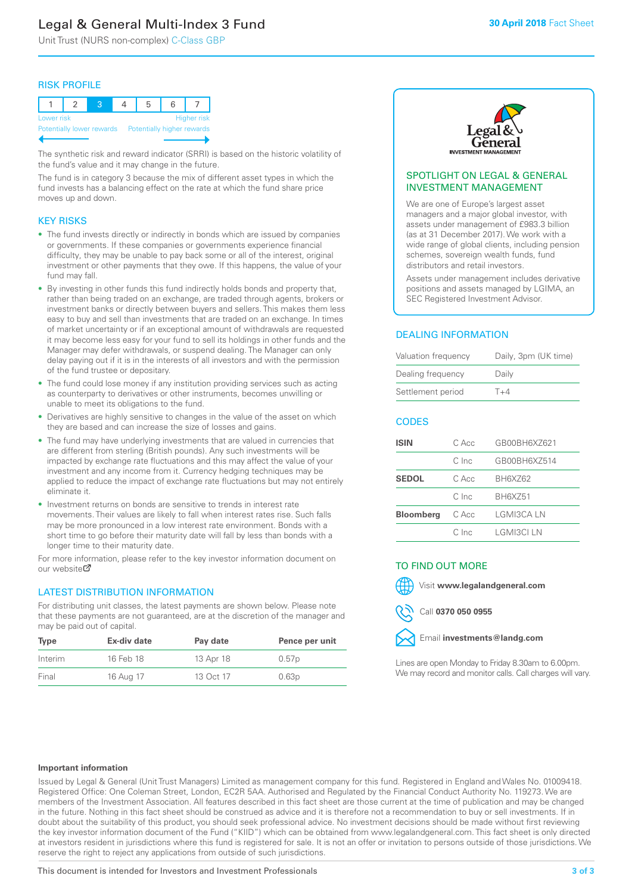# Legal & General Multi-Index 3 Fund

Unit Trust (NURS non-complex) C-Class GBP

30 April 2018 Fact Sheet

## RISK PROFILE

| 1 | 2 | 3 | 4 | 5 | 6 | 7 |
|---|---|---|---|---|---|---|

Lower risk — Higher risk

Potentially lower rewards — Potentially higher rewards

The synthetic risk and reward indicator (SRRI) is based on the historic volatility of the fund's value and it may change in the future.

The fund is in category 3 because the mix of different asset types in which the fund invests has a balancing effect on the rate at which the fund share price moves up and down.

## KEY RISKS

- The fund invests directly or indirectly in bonds which are issued by companies or governments. If these companies or governments experience financial difficulty, they may be unable to pay back some or all of the interest, original investment or other payments that they owe. If this happens, the value of your fund may fall.
- By investing in other funds this fund indirectly holds bonds and property that, rather than being traded on an exchange, are traded through agents, brokers or investment banks or directly between buyers and sellers. This makes them less easy to buy and sell than investments that are traded on an exchange. In times of market uncertainty or if an exceptional amount of withdrawals are requested it may become less easy for your fund to sell its holdings in other funds and the Manager may defer withdrawals, or suspend dealing. The Manager can only delay paying out if it is in the interests of all investors and with the permission of the fund trustee or depositary.
- The fund could lose money if any institution providing services such as acting as counterparty to derivatives or other instruments, becomes unwilling or unable to meet its obligations to the fund.
- Derivatives are highly sensitive to changes in the value of the asset on which they are based and can increase the size of losses and gains.
- The fund may have underlying investments that are valued in currencies that are different from sterling (British pounds). Any such investments will be impacted by exchange rate fluctuations and this may affect the value of your investment and any income from it. Currency hedging techniques may be applied to reduce the impact of exchange rate fluctuations but may not entirely eliminate it.
- Investment returns on bonds are sensitive to trends in interest rate movements. Their values are likely to fall when interest rates rise. Such falls may be more pronounced in a low interest rate environment. Bonds with a short time to go before their maturity date will fall by less than bonds with a longer time to their maturity date.

For more information, please refer to the key investor information document on our website

## LATEST DISTRIBUTION INFORMATION

For distributing unit classes, the latest payments are shown below. Please note that these payments are not guaranteed, are at the discretion of the manager and may be paid out of capital.

| Type | Ex-div date | Pay date | Pence per unit |
|---|---|---|---|
| Interim | 16 Feb 18 | 13 Apr 18 | 0.57p |
| Final | 16 Aug 17 | 13 Oct 17 | 0.63p |

## SPOTLIGHT ON LEGAL & GENERAL INVESTMENT MANAGEMENT

We are one of Europe's largest asset managers and a major global investor, with assets under management of £983.3 billion (as at 31 December 2017). We work with a wide range of global clients, including pension schemes, sovereign wealth funds, fund distributors and retail investors.

Assets under management includes derivative positions and assets managed by LGIMA, an SEC Registered Investment Advisor.

## DEALING INFORMATION

| | |
|---|---|
| Valuation frequency | Daily, 3pm (UK time) |
| Dealing frequency | Daily |
| Settlement period | T+4 |

## CODES

| | | |
|---|---|---|
| **ISIN** | C Acc | GB00BH6XZ621 |
| | C Inc | GB00BH6XZ514 |
| **SEDOL** | C Acc | BH6XZ62 |
| | C Inc | BH6XZ51 |
| **Bloomberg** | C Acc | LGMI3CA LN |
| | C Inc | LGMI3CI LN |

## TO FIND OUT MORE

Visit **www.legalandgeneral.com**

Call **0370 050 0955**

Email **investments@landg.com**

Lines are open Monday to Friday 8.30am to 6.00pm. We may record and monitor calls. Call charges will vary.

### Important information

Issued by Legal & General (Unit Trust Managers) Limited as management company for this fund. Registered in England and Wales No. 01009418. Registered Office: One Coleman Street, London, EC2R 5AA. Authorised and Regulated by the Financial Conduct Authority No. 119273. We are members of the Investment Association. All features described in this fact sheet are those current at the time of publication and may be changed in the future. Nothing in this fact sheet should be construed as advice and it is therefore not a recommendation to buy or sell investments. If in doubt about the suitability of this product, you should seek professional advice. No investment decisions should be made without first reviewing the key investor information document of the Fund ("KIID") which can be obtained from www.legalandgeneral.com. This fact sheet is only directed at investors resident in jurisdictions where this fund is registered for sale. It is not an offer or invitation to persons outside of those jurisdictions. We reserve the right to reject any applications from outside of such jurisdictions.

This document is intended for Investors and Investment Professionals